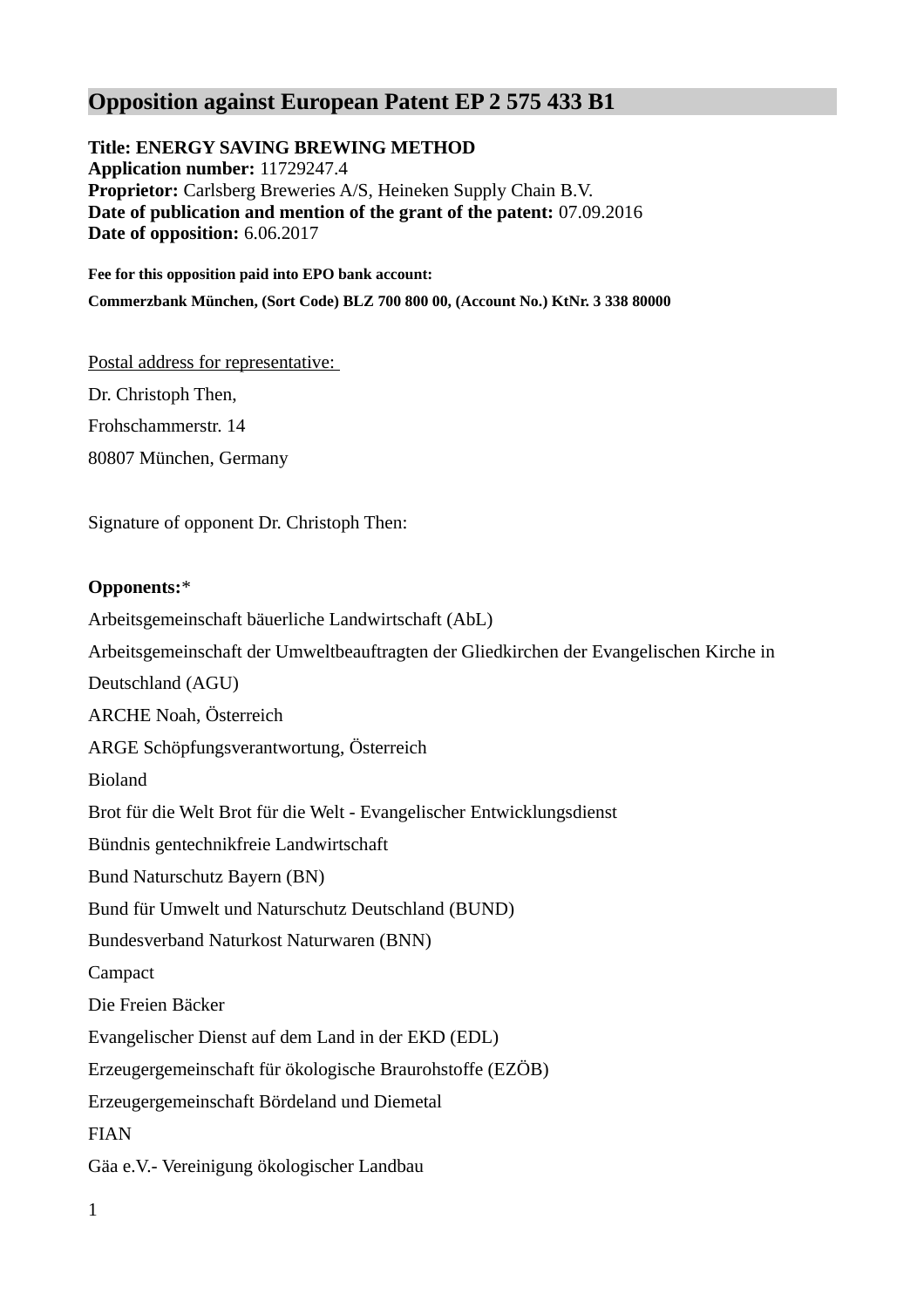# Opposition against European Patent EP 2 575 433 B1

**Title: ENERGY SAVING BREWING METHOD**
**Application number:** 11729247.4
**Proprietor:** Carlsberg Breweries A/S, Heineken Supply Chain B.V.
**Date of publication and mention of the grant of the patent:** 07.09.2016
**Date of opposition:** 6.06.2017

**Fee for this opposition paid into EPO bank account:**

**Commerzbank München, (Sort Code) BLZ 700 800 00, (Account No.) KtNr. 3 338 80000**

Postal address for representative:

Dr. Christoph Then,

Frohschammerstr. 14

80807 München, Germany

Signature of opponent Dr. Christoph Then:

**Opponents:***

Arbeitsgemeinschaft bäuerliche Landwirtschaft (AbL)

Arbeitsgemeinschaft der Umweltbeauftragten der Gliedkirchen der Evangelischen Kirche in Deutschland (AGU)

ARCHE Noah, Österreich

ARGE Schöpfungsverantwortung, Österreich

Bioland

Brot für die Welt Brot für die Welt - Evangelischer Entwicklungsdienst

Bündnis gentechnikfreie Landwirtschaft

Bund Naturschutz Bayern (BN)

Bund für Umwelt und Naturschutz Deutschland (BUND)

Bundesverband Naturkost Naturwaren (BNN)

Campact

Die Freien Bäcker

Evangelischer Dienst auf dem Land in der EKD (EDL)

Erzeugergemeinschaft für ökologische Braurohstoffe (EZÖB)

Erzeugergemeinschaft Bördeland und Diemetal

FIAN

Gäa e.V.- Vereinigung ökologischer Landbau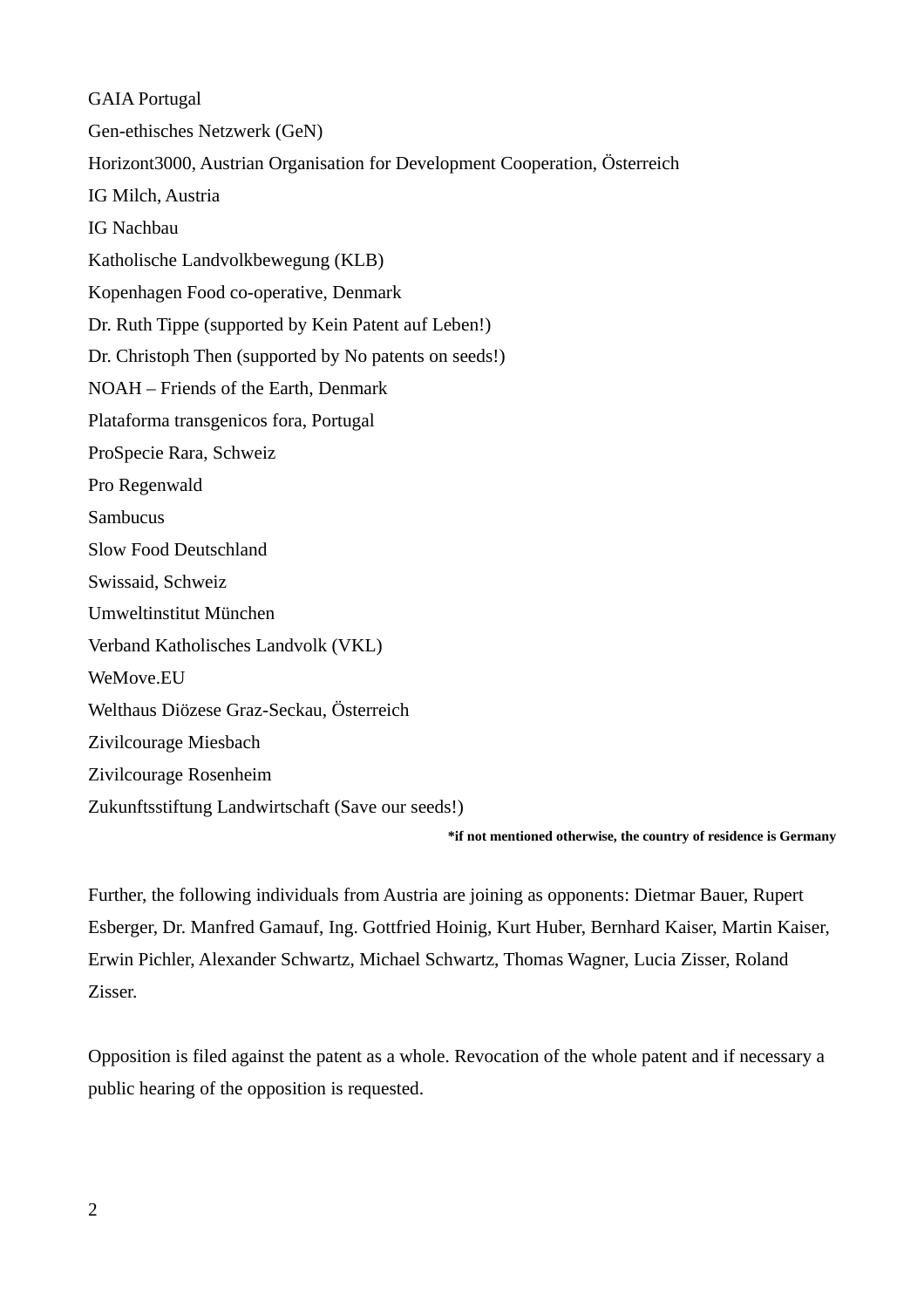GAIA Portugal

Gen-ethisches Netzwerk (GeN)

Horizont3000, Austrian Organisation for Development Cooperation, Österreich

IG Milch, Austria

IG Nachbau

Katholische Landvolkbewegung (KLB)

Kopenhagen Food co-operative, Denmark

Dr. Ruth Tippe (supported by Kein Patent auf Leben!)

Dr. Christoph Then (supported by No patents on seeds!)

NOAH – Friends of the Earth, Denmark

Plataforma transgenicos fora, Portugal

ProSpecie Rara, Schweiz

Pro Regenwald

Sambucus

Slow Food Deutschland

Swissaid, Schweiz

Umweltinstitut München

Verband Katholisches Landvolk (VKL)

WeMove.EU

Welthaus Diözese Graz-Seckau, Österreich

Zivilcourage Miesbach

Zivilcourage Rosenheim

Zukunftsstiftung Landwirtschaft (Save our seeds!)

**\*if not mentioned otherwise, the country of residence is Germany**

Further, the following individuals from Austria are joining as opponents: Dietmar Bauer, Rupert Esberger, Dr. Manfred Gamauf, Ing. Gottfried Hoinig, Kurt Huber, Bernhard Kaiser, Martin Kaiser, Erwin Pichler, Alexander Schwartz, Michael Schwartz, Thomas Wagner, Lucia Zisser, Roland Zisser.

Opposition is filed against the patent as a whole. Revocation of the whole patent and if necessary a public hearing of the opposition is requested.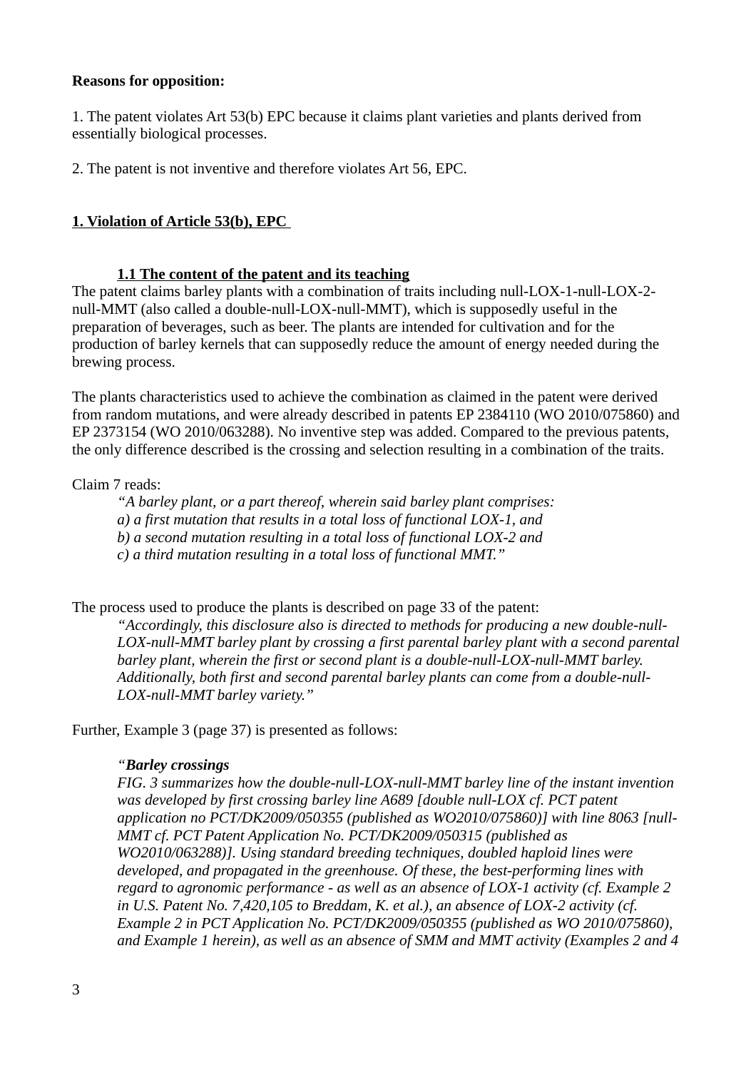**Reasons for opposition:**

1. The patent violates Art 53(b) EPC because it claims plant varieties and plants derived from essentially biological processes.

2. The patent is not inventive and therefore violates Art 56, EPC.

## 1. Violation of Article 53(b), EPC

### 1.1 The content of the patent and its teaching

The patent claims barley plants with a combination of traits including null-LOX-1-null-LOX-2-null-MMT (also called a double-null-LOX-null-MMT), which is supposedly useful in the preparation of beverages, such as beer. The plants are intended for cultivation and for the production of barley kernels that can supposedly reduce the amount of energy needed during the brewing process.

The plants characteristics used to achieve the combination as claimed in the patent were derived from random mutations, and were already described in patents EP 2384110 (WO 2010/075860) and EP 2373154 (WO 2010/063288). No inventive step was added. Compared to the previous patents, the only difference described is the crossing and selection resulting in a combination of the traits.

Claim 7 reads:

> *"A barley plant, or a part thereof, wherein said barley plant comprises:*
> *a) a first mutation that results in a total loss of functional LOX-1, and*
> *b) a second mutation resulting in a total loss of functional LOX-2 and*
> *c) a third mutation resulting in a total loss of functional MMT."*

The process used to produce the plants is described on page 33 of the patent:

> *"Accordingly, this disclosure also is directed to methods for producing a new double-null-LOX-null-MMT barley plant by crossing a first parental barley plant with a second parental barley plant, wherein the first or second plant is a double-null-LOX-null-MMT barley. Additionally, both first and second parental barley plants can come from a double-null-LOX-null-MMT barley variety."*

Further, Example 3 (page 37) is presented as follows:

> *"**Barley crossings***
> *FIG. 3 summarizes how the double-null-LOX-null-MMT barley line of the instant invention was developed by first crossing barley line A689 [double null-LOX cf. PCT patent application no PCT/DK2009/050355 (published as WO2010/075860)] with line 8063 [null-MMT cf. PCT Patent Application No. PCT/DK2009/050315 (published as WO2010/063288)]. Using standard breeding techniques, doubled haploid lines were developed, and propagated in the greenhouse. Of these, the best-performing lines with regard to agronomic performance - as well as an absence of LOX-1 activity (cf. Example 2 in U.S. Patent No. 7,420,105 to Breddam, K. et al.), an absence of LOX-2 activity (cf. Example 2 in PCT Application No. PCT/DK2009/050355 (published as WO 2010/075860), and Example 1 herein), as well as an absence of SMM and MMT activity (Examples 2 and 4*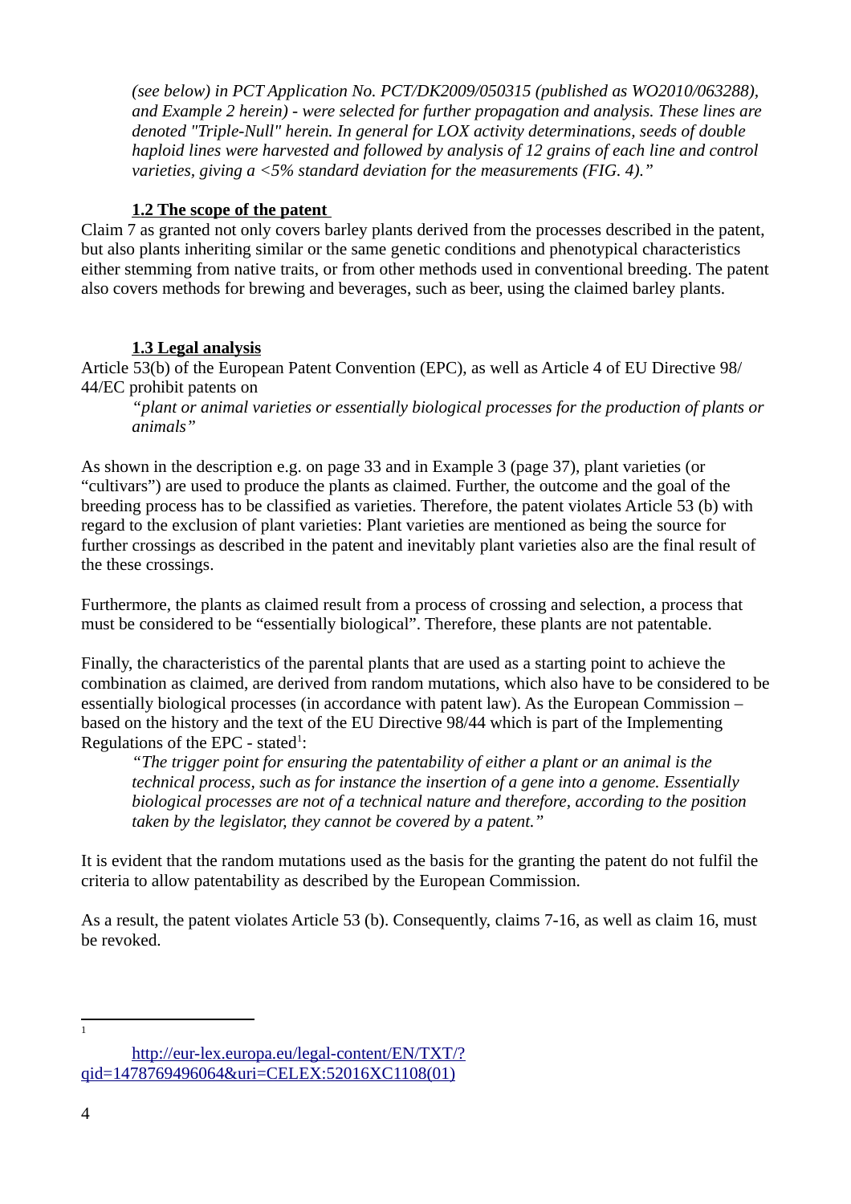*(see below) in PCT Application No. PCT/DK2009/050315 (published as WO2010/063288), and Example 2 herein) - were selected for further propagation and analysis. These lines are denoted "Triple-Null" herein. In general for LOX activity determinations, seeds of double haploid lines were harvested and followed by analysis of 12 grains of each line and control varieties, giving a <5% standard deviation for the measurements (FIG. 4)."*

### 1.2 The scope of the patent

Claim 7 as granted not only covers barley plants derived from the processes described in the patent, but also plants inheriting similar or the same genetic conditions and phenotypical characteristics either stemming from native traits, or from other methods used in conventional breeding. The patent also covers methods for brewing and beverages, such as beer, using the claimed barley plants.

### 1.3 Legal analysis

Article 53(b) of the European Patent Convention (EPC), as well as Article 4 of EU Directive 98/44/EC prohibit patents on

> *"plant or animal varieties or essentially biological processes for the production of plants or animals"*

As shown in the description e.g. on page 33 and in Example 3 (page 37), plant varieties (or "cultivars") are used to produce the plants as claimed. Further, the outcome and the goal of the breeding process has to be classified as varieties. Therefore, the patent violates Article 53 (b) with regard to the exclusion of plant varieties: Plant varieties are mentioned as being the source for further crossings as described in the patent and inevitably plant varieties also are the final result of the these crossings.

Furthermore, the plants as claimed result from a process of crossing and selection, a process that must be considered to be "essentially biological". Therefore, these plants are not patentable.

Finally, the characteristics of the parental plants that are used as a starting point to achieve the combination as claimed, are derived from random mutations, which also have to be considered to be essentially biological processes (in accordance with patent law). As the European Commission – based on the history and the text of the EU Directive 98/44 which is part of the Implementing Regulations of the EPC - stated[1]:

> *"The trigger point for ensuring the patentability of either a plant or an animal is the technical process, such as for instance the insertion of a gene into a genome. Essentially biological processes are not of a technical nature and therefore, according to the position taken by the legislator, they cannot be covered by a patent."*

It is evident that the random mutations used as the basis for the granting the patent do not fulfil the criteria to allow patentability as described by the European Commission.

As a result, the patent violates Article 53 (b). Consequently, claims 7-16, as well as claim 16, must be revoked.

---

[1] http://eur-lex.europa.eu/legal-content/EN/TXT/?qid=1478769496064&uri=CELEX:52016XC1108(01)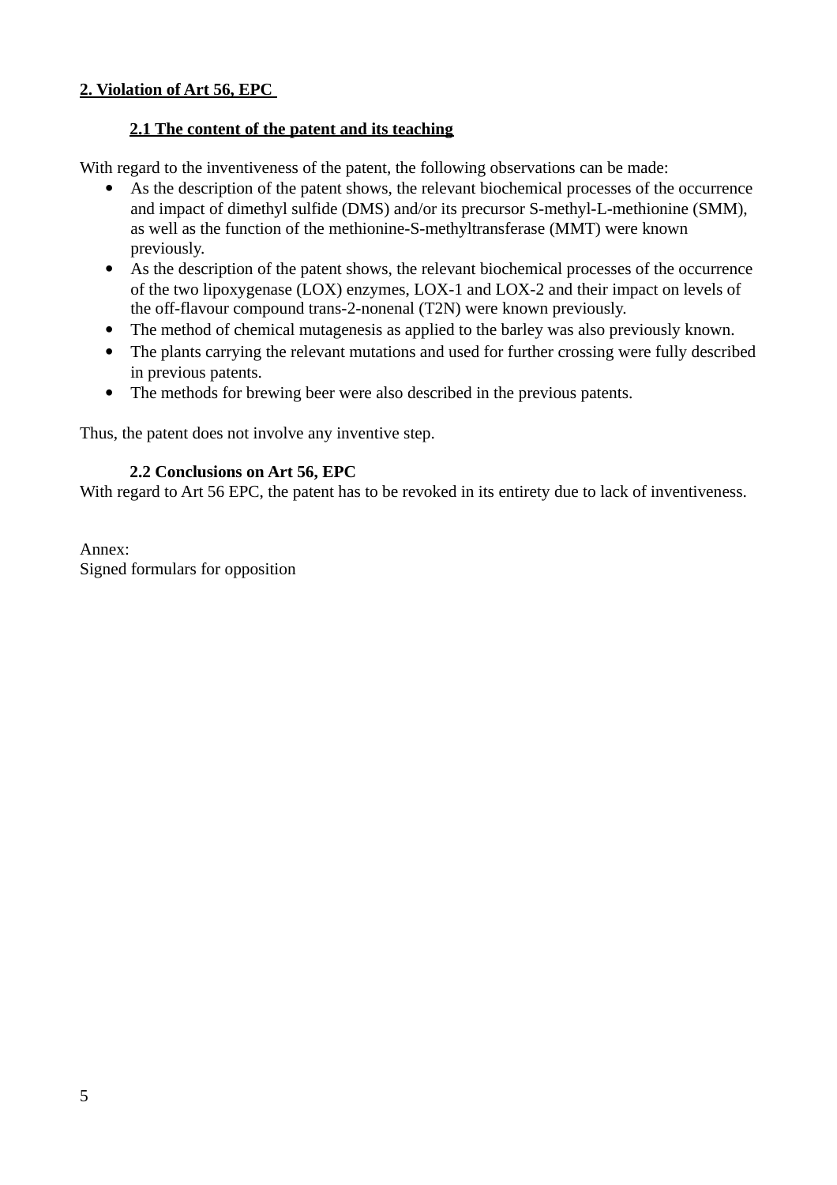## 2. Violation of Art 56, EPC

### 2.1 The content of the patent and its teaching

With regard to the inventiveness of the patent, the following observations can be made:

- As the description of the patent shows, the relevant biochemical processes of the occurrence and impact of dimethyl sulfide (DMS) and/or its precursor S-methyl-L-methionine (SMM), as well as the function of the methionine-S-methyltransferase (MMT) were known previously.
- As the description of the patent shows, the relevant biochemical processes of the occurrence of the two lipoxygenase (LOX) enzymes, LOX-1 and LOX-2 and their impact on levels of the off-flavour compound trans-2-nonenal (T2N) were known previously.
- The method of chemical mutagenesis as applied to the barley was also previously known.
- The plants carrying the relevant mutations and used for further crossing were fully described in previous patents.
- The methods for brewing beer were also described in the previous patents.

Thus, the patent does not involve any inventive step.

### 2.2 Conclusions on Art 56, EPC

With regard to Art 56 EPC, the patent has to be revoked in its entirety due to lack of inventiveness.

Annex:
Signed formulars for opposition